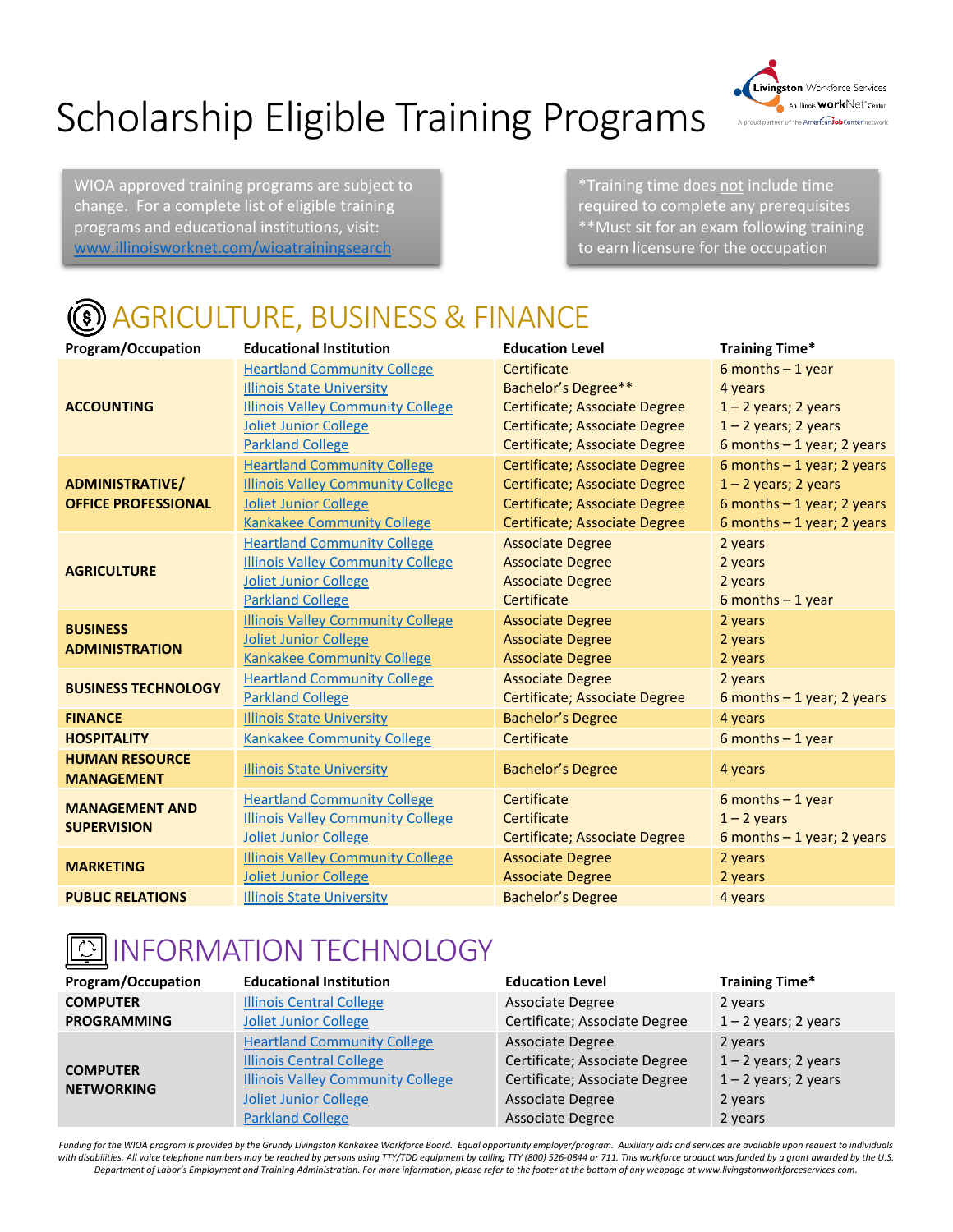# Scholarship Eligible Training Programs

WIOA approved training programs are subject to change. For a complete list of eligible training programs and educational institutions, visit: [www.illinoisworknet.com/wioatrainingsearch](www.illinoisworknet.com/wioatrainingsearch)

*Training time does not include time required to complete any prerequisites
**Must sit for an exam following training to earn licensure for the occupation

## AGRICULTURE, BUSINESS & FINANCE

| Program/Occupation | Educational Institution | Education Level | Training Time* |
|---|---|---|---|
| **ACCOUNTING** | Heartland Community College | Certificate | 6 months – 1 year |
| | Illinois State University | Bachelor's Degree** | 4 years |
| | Illinois Valley Community College | Certificate; Associate Degree | 1 – 2 years; 2 years |
| | Joliet Junior College | Certificate; Associate Degree | 1 – 2 years; 2 years |
| | Parkland College | Certificate; Associate Degree | 6 months – 1 year; 2 years |
| **ADMINISTRATIVE/ OFFICE PROFESSIONAL** | Heartland Community College | Certificate; Associate Degree | 6 months – 1 year; 2 years |
| | Illinois Valley Community College | Certificate; Associate Degree | 1 – 2 years; 2 years |
| | Joliet Junior College | Certificate; Associate Degree | 6 months – 1 year; 2 years |
| | Kankakee Community College | Certificate; Associate Degree | 6 months – 1 year; 2 years |
| **AGRICULTURE** | Heartland Community College | Associate Degree | 2 years |
| | Illinois Valley Community College | Associate Degree | 2 years |
| | Joliet Junior College | Associate Degree | 2 years |
| | Parkland College | Certificate | 6 months – 1 year |
| **BUSINESS ADMINISTRATION** | Illinois Valley Community College | Associate Degree | 2 years |
| | Joliet Junior College | Associate Degree | 2 years |
| | Kankakee Community College | Associate Degree | 2 years |
| **BUSINESS TECHNOLOGY** | Heartland Community College | Associate Degree | 2 years |
| | Parkland College | Certificate; Associate Degree | 6 months – 1 year; 2 years |
| **FINANCE** | Illinois State University | Bachelor's Degree | 4 years |
| **HOSPITALITY** | Kankakee Community College | Certificate | 6 months – 1 year |
| **HUMAN RESOURCE MANAGEMENT** | Illinois State University | Bachelor's Degree | 4 years |
| **MANAGEMENT AND SUPERVISION** | Heartland Community College | Certificate | 6 months – 1 year |
| | Illinois Valley Community College | Certificate | 1 – 2 years |
| | Joliet Junior College | Certificate; Associate Degree | 6 months – 1 year; 2 years |
| **MARKETING** | Illinois Valley Community College | Associate Degree | 2 years |
| | Joliet Junior College | Associate Degree | 2 years |
| **PUBLIC RELATIONS** | Illinois State University | Bachelor's Degree | 4 years |

## INFORMATION TECHNOLOGY

| Program/Occupation | Educational Institution | Education Level | Training Time* |
|---|---|---|---|
| **COMPUTER PROGRAMMING** | Illinois Central College | Associate Degree | 2 years |
| | Joliet Junior College | Certificate; Associate Degree | 1 – 2 years; 2 years |
| **COMPUTER NETWORKING** | Heartland Community College | Associate Degree | 2 years |
| | Illinois Central College | Certificate; Associate Degree | 1 – 2 years; 2 years |
| | Illinois Valley Community College | Certificate; Associate Degree | 1 – 2 years; 2 years |
| | Joliet Junior College | Associate Degree | 2 years |
| | Parkland College | Associate Degree | 2 years |

*Funding for the WIOA program is provided by the Grundy Livingston Kankakee Workforce Board. Equal opportunity employer/program. Auxiliary aids and services are available upon request to individuals with disabilities. All voice telephone numbers may be reached by persons using TTY/TDD equipment by calling TTY (800) 526-0844 or 711. This workforce product was funded by a grant awarded by the U.S. Department of Labor's Employment and Training Administration. For more information, please refer to the footer at the bottom of any webpage at www.livingstonworkforceservices.com.*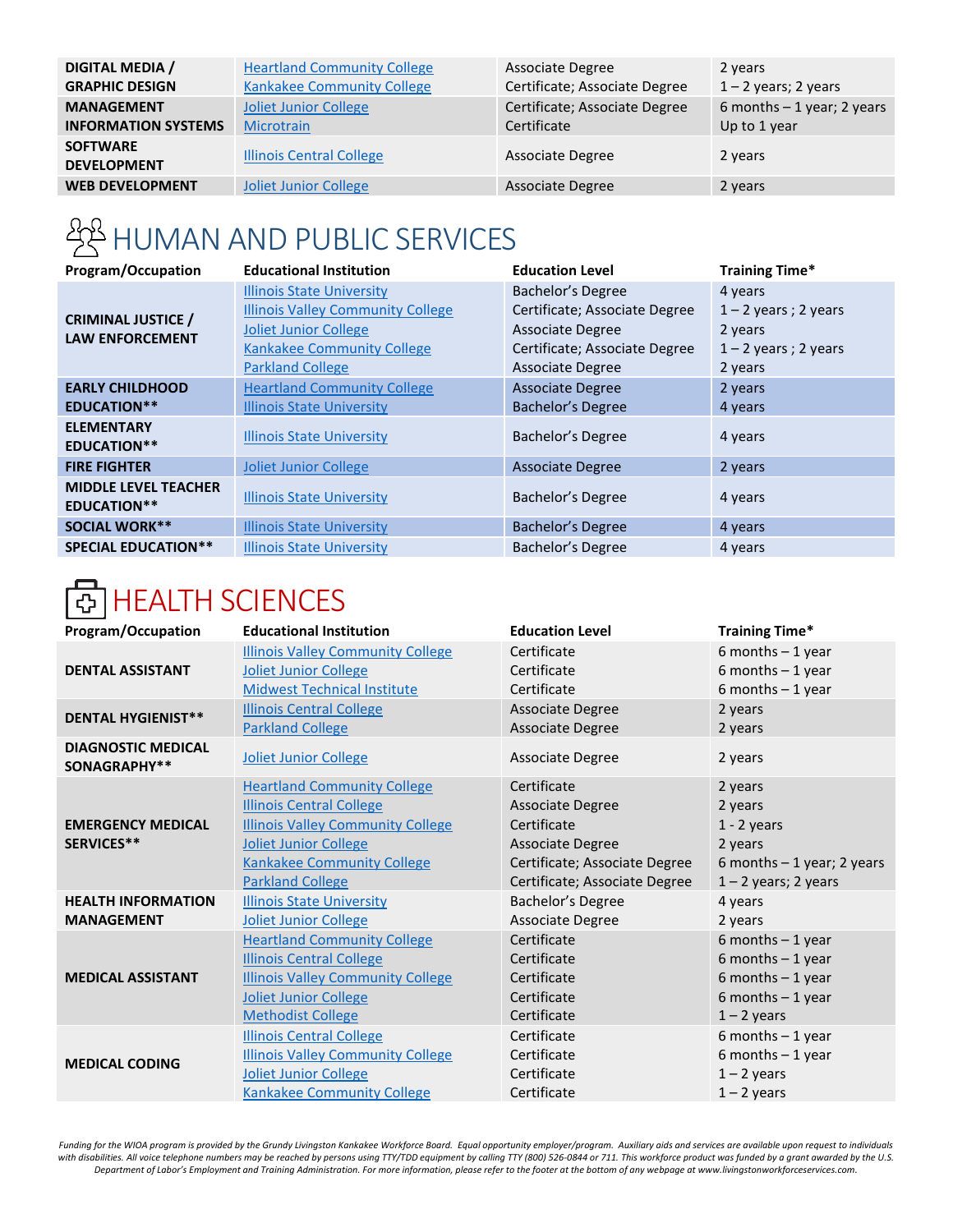| | | | |
|---|---|---|---|
| **DIGITAL MEDIA / GRAPHIC DESIGN** | Heartland Community College<br>Kankakee Community College | Associate Degree<br>Certificate; Associate Degree | 2 years<br>1 – 2 years; 2 years |
| **MANAGEMENT INFORMATION SYSTEMS** | Joliet Junior College<br>Microtrain | Certificate; Associate Degree<br>Certificate | 6 months – 1 year; 2 years<br>Up to 1 year |
| **SOFTWARE DEVELOPMENT** | Illinois Central College | Associate Degree | 2 years |
| **WEB DEVELOPMENT** | Joliet Junior College | Associate Degree | 2 years |

# HUMAN AND PUBLIC SERVICES

| Program/Occupation | Educational Institution | Education Level | Training Time* |
|---|---|---|---|
| **CRIMINAL JUSTICE / LAW ENFORCEMENT** | Illinois State University<br>Illinois Valley Community College<br>Joliet Junior College<br>Kankakee Community College<br>Parkland College | Bachelor's Degree<br>Certificate; Associate Degree<br>Associate Degree<br>Certificate; Associate Degree<br>Associate Degree | 4 years<br>1 – 2 years ; 2 years<br>2 years<br>1 – 2 years ; 2 years<br>2 years |
| **EARLY CHILDHOOD EDUCATION**** | Heartland Community College<br>Illinois State University | Associate Degree<br>Bachelor's Degree | 2 years<br>4 years |
| **ELEMENTARY EDUCATION**** | Illinois State University | Bachelor's Degree | 4 years |
| **FIRE FIGHTER** | Joliet Junior College | Associate Degree | 2 years |
| **MIDDLE LEVEL TEACHER EDUCATION**** | Illinois State University | Bachelor's Degree | 4 years |
| **SOCIAL WORK**** | Illinois State University | Bachelor's Degree | 4 years |
| **SPECIAL EDUCATION**** | Illinois State University | Bachelor's Degree | 4 years |

# HEALTH SCIENCES

| Program/Occupation | Educational Institution | Education Level | Training Time* |
|---|---|---|---|
| **DENTAL ASSISTANT** | Illinois Valley Community College<br>Joliet Junior College<br>Midwest Technical Institute | Certificate<br>Certificate<br>Certificate | 6 months – 1 year<br>6 months – 1 year<br>6 months – 1 year |
| **DENTAL HYGIENIST**** | Illinois Central College<br>Parkland College | Associate Degree<br>Associate Degree | 2 years<br>2 years |
| **DIAGNOSTIC MEDICAL SONAGRAPHY**** | Joliet Junior College | Associate Degree | 2 years |
| **EMERGENCY MEDICAL SERVICES**** | Heartland Community College<br>Illinois Central College<br>Illinois Valley Community College<br>Joliet Junior College<br>Kankakee Community College<br>Parkland College | Certificate<br>Associate Degree<br>Certificate<br>Associate Degree<br>Certificate; Associate Degree<br>Certificate; Associate Degree | 2 years<br>2 years<br>1 - 2 years<br>2 years<br>6 months – 1 year; 2 years<br>1 – 2 years; 2 years |
| **HEALTH INFORMATION MANAGEMENT** | Illinois State University<br>Joliet Junior College | Bachelor's Degree<br>Associate Degree | 4 years<br>2 years |
| **MEDICAL ASSISTANT** | Heartland Community College<br>Illinois Central College<br>Illinois Valley Community College<br>Joliet Junior College<br>Methodist College | Certificate<br>Certificate<br>Certificate<br>Certificate<br>Certificate | 6 months – 1 year<br>6 months – 1 year<br>6 months – 1 year<br>6 months – 1 year<br>1 – 2 years |
| **MEDICAL CODING** | Illinois Central College<br>Illinois Valley Community College<br>Joliet Junior College<br>Kankakee Community College | Certificate<br>Certificate<br>Certificate<br>Certificate | 6 months – 1 year<br>6 months – 1 year<br>1 – 2 years<br>1 – 2 years |

*Funding for the WIOA program is provided by the Grundy Livingston Kankakee Workforce Board. Equal opportunity employer/program. Auxiliary aids and services are available upon request to individuals with disabilities. All voice telephone numbers may be reached by persons using TTY/TDD equipment by calling TTY (800) 526-0844 or 711. This workforce product was funded by a grant awarded by the U.S. Department of Labor's Employment and Training Administration. For more information, please refer to the footer at the bottom of any webpage at www.livingstonworkforceservices.com.*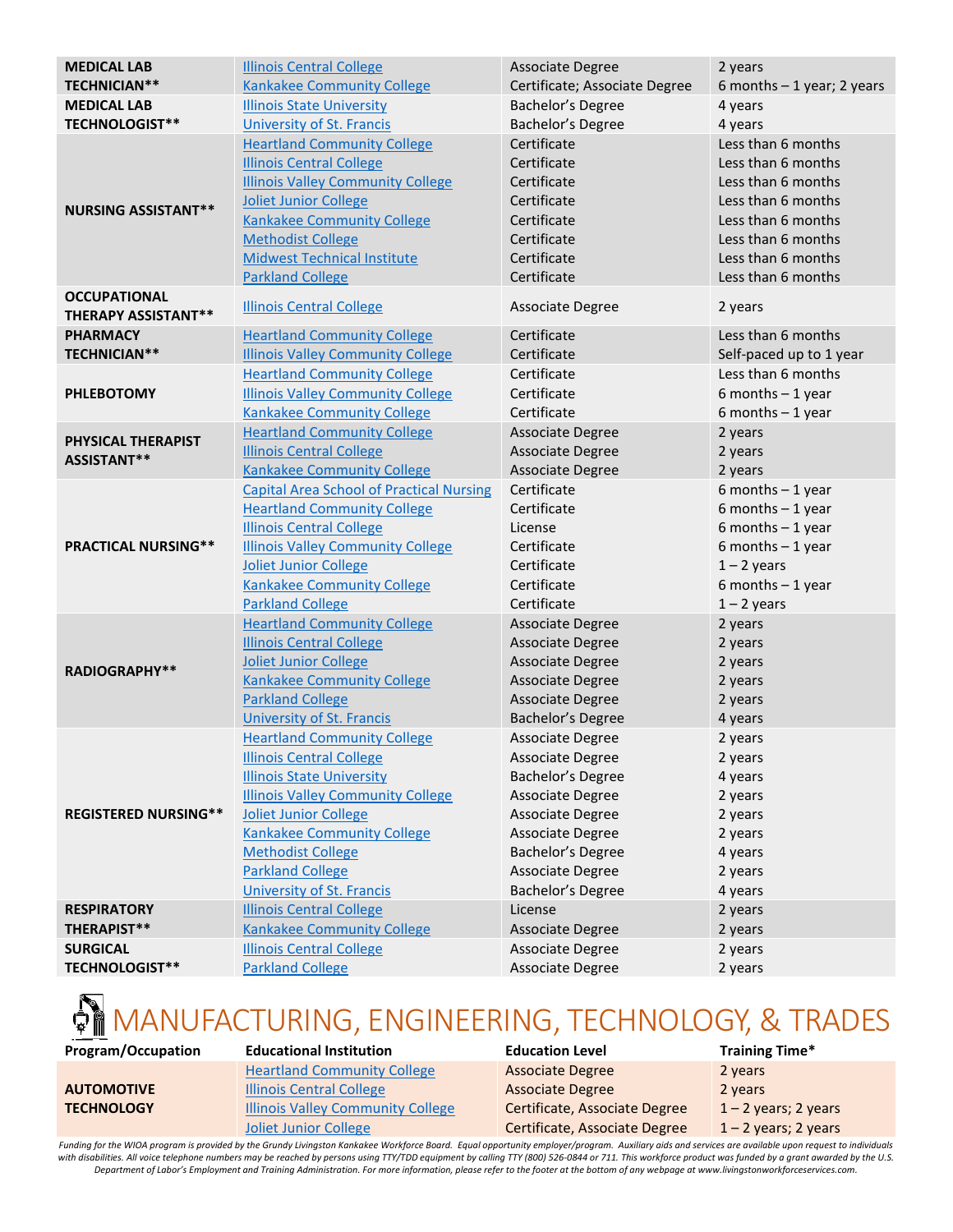| Program/Occupation | Educational Institution | Education Level | Training Time* |
|---|---|---|---|
| **MEDICAL LAB TECHNICIAN**** | Illinois Central College | Associate Degree | 2 years |
| | Kankakee Community College | Certificate; Associate Degree | 6 months – 1 year; 2 years |
| **MEDICAL LAB TECHNOLOGIST**** | Illinois State University | Bachelor's Degree | 4 years |
| | University of St. Francis | Bachelor's Degree | 4 years |
| **NURSING ASSISTANT**** | Heartland Community College | Certificate | Less than 6 months |
| | Illinois Central College | Certificate | Less than 6 months |
| | Illinois Valley Community College | Certificate | Less than 6 months |
| | Joliet Junior College | Certificate | Less than 6 months |
| | Kankakee Community College | Certificate | Less than 6 months |
| | Methodist College | Certificate | Less than 6 months |
| | Midwest Technical Institute | Certificate | Less than 6 months |
| | Parkland College | Certificate | Less than 6 months |
| **OCCUPATIONAL THERAPY ASSISTANT**** | Illinois Central College | Associate Degree | 2 years |
| **PHARMACY TECHNICIAN**** | Heartland Community College | Certificate | Less than 6 months |
| | Illinois Valley Community College | Certificate | Self-paced up to 1 year |
| **PHLEBOTOMY** | Heartland Community College | Certificate | Less than 6 months |
| | Illinois Valley Community College | Certificate | 6 months – 1 year |
| | Kankakee Community College | Certificate | 6 months – 1 year |
| **PHYSICAL THERAPIST ASSISTANT**** | Heartland Community College | Associate Degree | 2 years |
| | Illinois Central College | Associate Degree | 2 years |
| | Kankakee Community College | Associate Degree | 2 years |
| **PRACTICAL NURSING**** | Capital Area School of Practical Nursing | Certificate | 6 months – 1 year |
| | Heartland Community College | Certificate | 6 months – 1 year |
| | Illinois Central College | License | 6 months – 1 year |
| | Illinois Valley Community College | Certificate | 6 months – 1 year |
| | Joliet Junior College | Certificate | 1 – 2 years |
| | Kankakee Community College | Certificate | 6 months – 1 year |
| | Parkland College | Certificate | 1 – 2 years |
| **RADIOGRAPHY**** | Heartland Community College | Associate Degree | 2 years |
| | Illinois Central College | Associate Degree | 2 years |
| | Joliet Junior College | Associate Degree | 2 years |
| | Kankakee Community College | Associate Degree | 2 years |
| | Parkland College | Associate Degree | 2 years |
| | University of St. Francis | Bachelor's Degree | 4 years |
| **REGISTERED NURSING**** | Heartland Community College | Associate Degree | 2 years |
| | Illinois Central College | Associate Degree | 2 years |
| | Illinois State University | Bachelor's Degree | 4 years |
| | Illinois Valley Community College | Associate Degree | 2 years |
| | Joliet Junior College | Associate Degree | 2 years |
| | Kankakee Community College | Associate Degree | 2 years |
| | Methodist College | Bachelor's Degree | 4 years |
| | Parkland College | Associate Degree | 2 years |
| | University of St. Francis | Bachelor's Degree | 4 years |
| **RESPIRATORY THERAPIST**** | Illinois Central College | License | 2 years |
| | Kankakee Community College | Associate Degree | 2 years |
| **SURGICAL TECHNOLOGIST**** | Illinois Central College | Associate Degree | 2 years |
| | Parkland College | Associate Degree | 2 years |

# MANUFACTURING, ENGINEERING, TECHNOLOGY, & TRADES

| Program/Occupation | Educational Institution | Education Level | Training Time* |
|---|---|---|---|
| **AUTOMOTIVE TECHNOLOGY** | Heartland Community College | Associate Degree | 2 years |
| | Illinois Central College | Associate Degree | 2 years |
| | Illinois Valley Community College | Certificate, Associate Degree | 1 – 2 years; 2 years |
| | Joliet Junior College | Certificate, Associate Degree | 1 – 2 years; 2 years |

*Funding for the WIOA program is provided by the Grundy Livingston Kankakee Workforce Board. Equal opportunity employer/program. Auxiliary aids and services are available upon request to individuals with disabilities. All voice telephone numbers may be reached by persons using TTY/TDD equipment by calling TTY (800) 526-0844 or 711. This workforce product was funded by a grant awarded by the U.S. Department of Labor's Employment and Training Administration. For more information, please refer to the footer at the bottom of any webpage at www.livingstonworkforceservices.com.*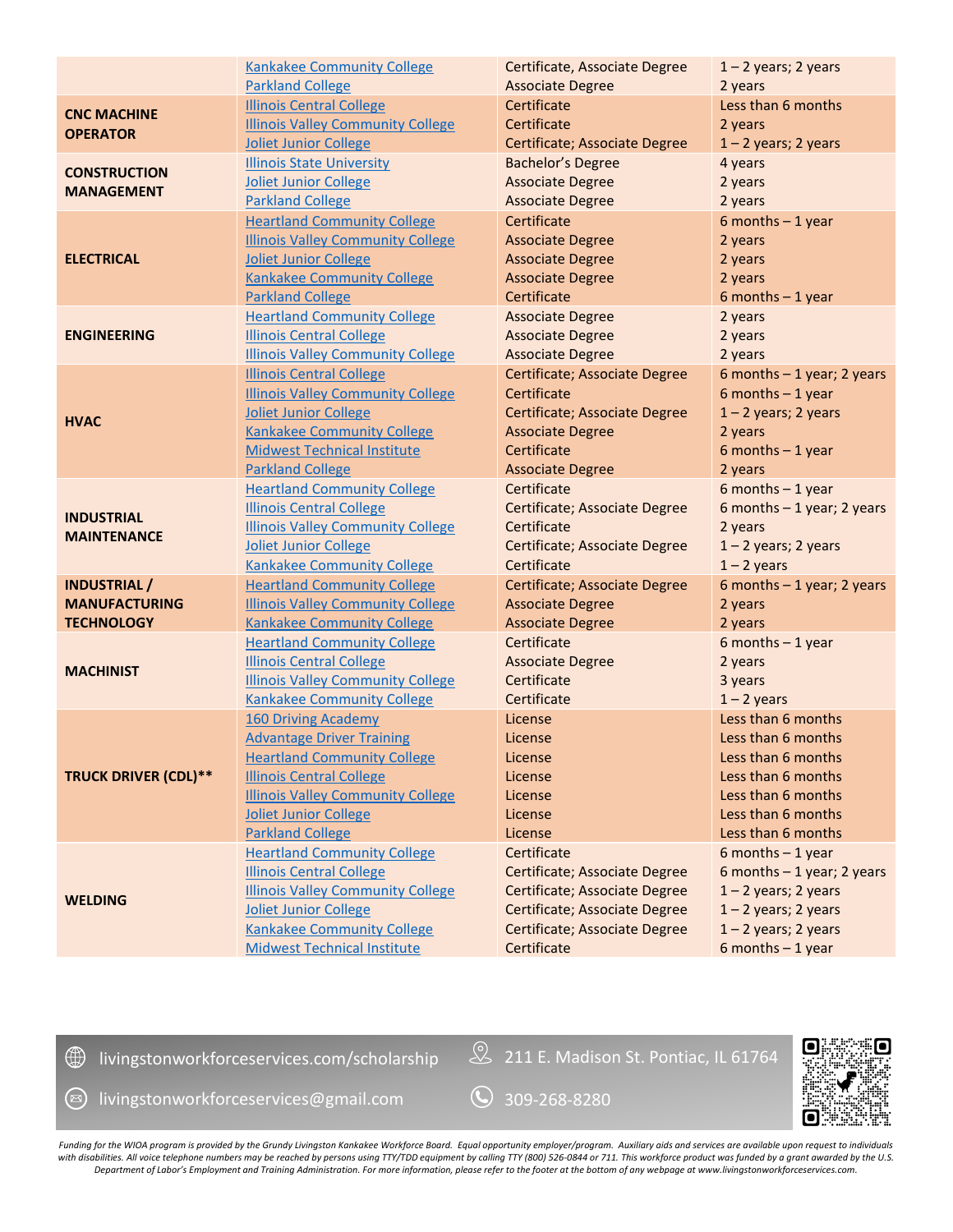| | | | |
|---|---|---|---|
| | Kankakee Community College | Certificate, Associate Degree | 1 – 2 years; 2 years |
| | Parkland College | Associate Degree | 2 years |
| **CNC MACHINE OPERATOR** | Illinois Central College | Certificate | Less than 6 months |
| | Illinois Valley Community College | Certificate | 2 years |
| | Joliet Junior College | Certificate; Associate Degree | 1 – 2 years; 2 years |
| **CONSTRUCTION MANAGEMENT** | Illinois State University | Bachelor's Degree | 4 years |
| | Joliet Junior College | Associate Degree | 2 years |
| | Parkland College | Associate Degree | 2 years |
| **ELECTRICAL** | Heartland Community College | Certificate | 6 months – 1 year |
| | Illinois Valley Community College | Associate Degree | 2 years |
| | Joliet Junior College | Associate Degree | 2 years |
| | Kankakee Community College | Associate Degree | 2 years |
| | Parkland College | Certificate | 6 months – 1 year |
| **ENGINEERING** | Heartland Community College | Associate Degree | 2 years |
| | Illinois Central College | Associate Degree | 2 years |
| | Illinois Valley Community College | Associate Degree | 2 years |
| **HVAC** | Illinois Central College | Certificate; Associate Degree | 6 months – 1 year; 2 years |
| | Illinois Valley Community College | Certificate | 6 months – 1 year |
| | Joliet Junior College | Certificate; Associate Degree | 1 – 2 years; 2 years |
| | Kankakee Community College | Associate Degree | 2 years |
| | Midwest Technical Institute | Certificate | 6 months – 1 year |
| | Parkland College | Associate Degree | 2 years |
| **INDUSTRIAL MAINTENANCE** | Heartland Community College | Certificate | 6 months – 1 year |
| | Illinois Central College | Certificate; Associate Degree | 6 months – 1 year; 2 years |
| | Illinois Valley Community College | Certificate | 2 years |
| | Joliet Junior College | Certificate; Associate Degree | 1 – 2 years; 2 years |
| | Kankakee Community College | Certificate | 1 – 2 years |
| **INDUSTRIAL / MANUFACTURING TECHNOLOGY** | Heartland Community College | Certificate; Associate Degree | 6 months – 1 year; 2 years |
| | Illinois Valley Community College | Associate Degree | 2 years |
| | Kankakee Community College | Associate Degree | 2 years |
| **MACHINIST** | Heartland Community College | Certificate | 6 months – 1 year |
| | Illinois Central College | Associate Degree | 2 years |
| | Illinois Valley Community College | Certificate | 3 years |
| | Kankakee Community College | Certificate | 1 – 2 years |
| **TRUCK DRIVER (CDL)**** | 160 Driving Academy | License | Less than 6 months |
| | Advantage Driver Training | License | Less than 6 months |
| | Heartland Community College | License | Less than 6 months |
| | Illinois Central College | License | Less than 6 months |
| | Illinois Valley Community College | License | Less than 6 months |
| | Joliet Junior College | License | Less than 6 months |
| | Parkland College | License | Less than 6 months |
| **WELDING** | Heartland Community College | Certificate | 6 months – 1 year |
| | Illinois Central College | Certificate; Associate Degree | 6 months – 1 year; 2 years |
| | Illinois Valley Community College | Certificate; Associate Degree | 1 – 2 years; 2 years |
| | Joliet Junior College | Certificate; Associate Degree | 1 – 2 years; 2 years |
| | Kankakee Community College | Certificate; Associate Degree | 1 – 2 years; 2 years |
| | Midwest Technical Institute | Certificate | 6 months – 1 year |

livingstonworkforceservices.com/scholarship

211 E. Madison St. Pontiac, IL 61764

livingstonworkforceservices@gmail.com

309-268-8280

*Funding for the WIOA program is provided by the Grundy Livingston Kankakee Workforce Board. Equal opportunity employer/program. Auxiliary aids and services are available upon request to individuals with disabilities. All voice telephone numbers may be reached by persons using TTY/TDD equipment by calling TTY (800) 526-0844 or 711. This workforce product was funded by a grant awarded by the U.S. Department of Labor's Employment and Training Administration. For more information, please refer to the footer at the bottom of any webpage at www.livingstonworkforceservices.com.*